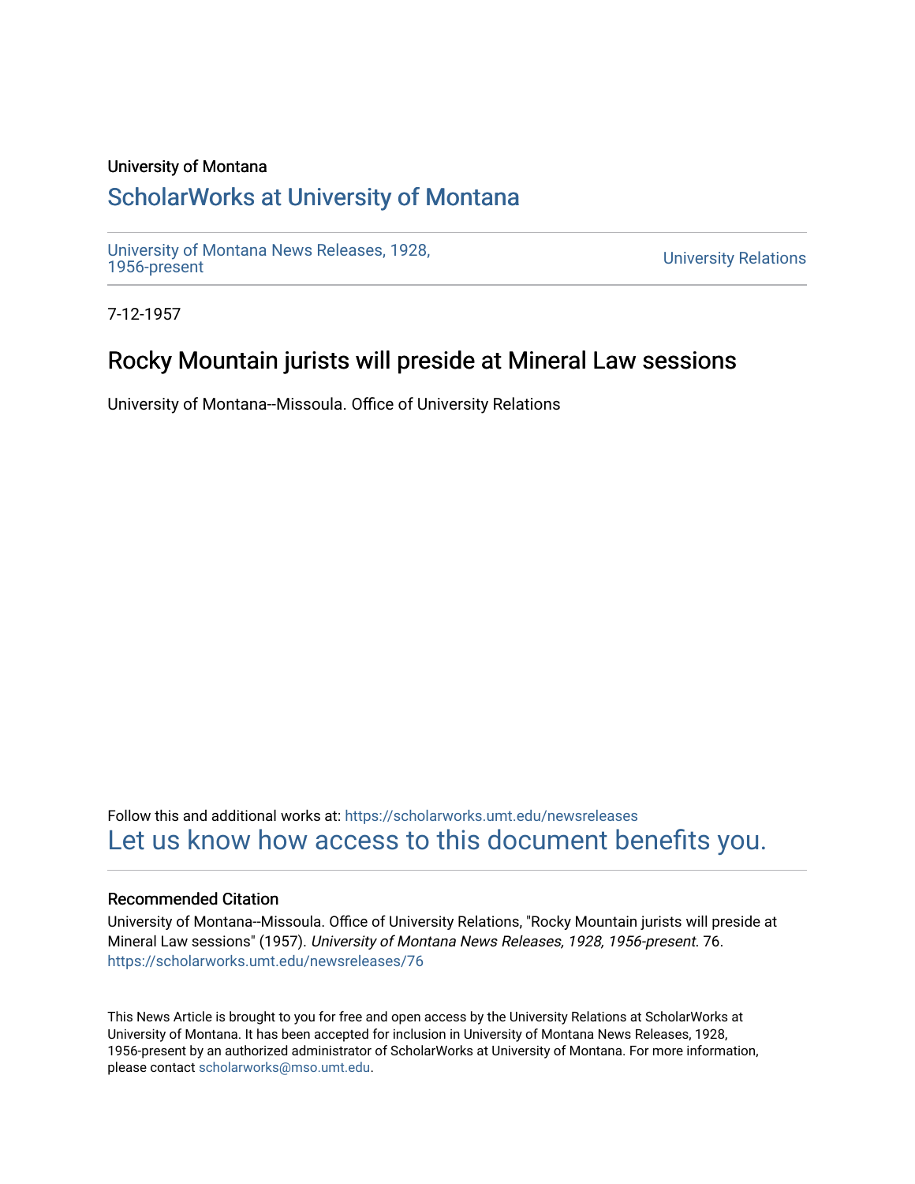University of Montana

## ScholarWorks at University of Montana

University of Montana News Releases, 1928, 1956-present

University Relations

7-12-1957

# Rocky Mountain jurists will preside at Mineral Law sessions

University of Montana--Missoula. Office of University Relations

Follow this and additional works at: https://scholarworks.umt.edu/newsreleases

Let us know how access to this document benefits you.

### Recommended Citation

University of Montana--Missoula. Office of University Relations, "Rocky Mountain jurists will preside at Mineral Law sessions" (1957). *University of Montana News Releases, 1928, 1956-present*. 76. https://scholarworks.umt.edu/newsreleases/76

This News Article is brought to you for free and open access by the University Relations at ScholarWorks at University of Montana. It has been accepted for inclusion in University of Montana News Releases, 1928, 1956-present by an authorized administrator of ScholarWorks at University of Montana. For more information, please contact scholarworks@mso.umt.edu.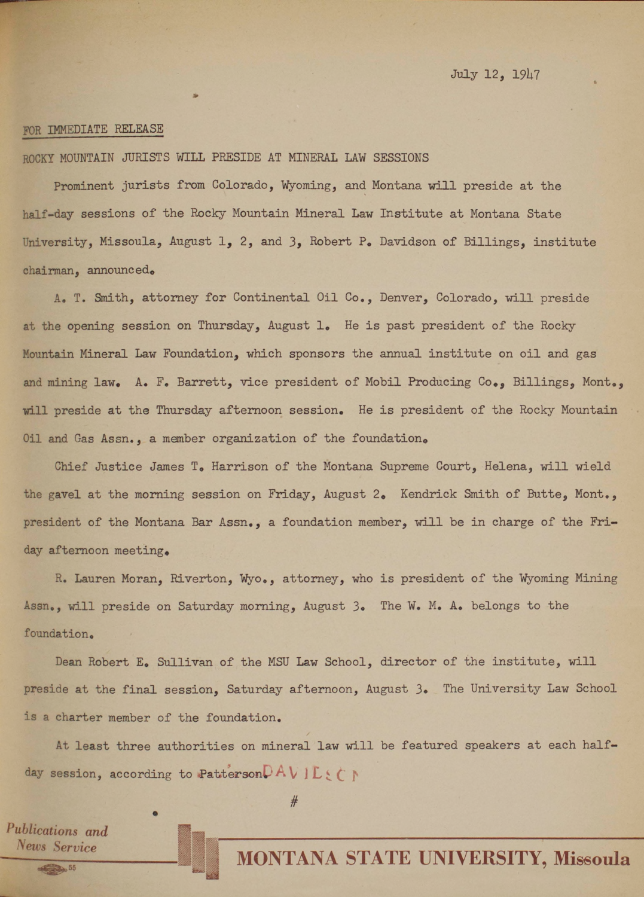July 12, 1947

FOR IMMEDIATE RELEASE

ROCKY MOUNTAIN JURISTS WILL PRESIDE AT MINERAL LAW SESSIONS

Prominent jurists from Colorado, Wyoming, and Montana will preside at the half-day sessions of the Rocky Mountain Mineral Law Institute at Montana State University, Missoula, August 1, 2, and 3, Robert P. Davidson of Billings, institute chairman, announced.

A. T. Smith, attorney for Continental Oil Co., Denver, Colorado, will preside at the opening session on Thursday, August 1. He is past president of the Rocky Mountain Mineral Law Foundation, which sponsors the annual institute on oil and gas and mining law. A. F. Barrett, vice president of Mobil Producing Co., Billings, Mont., will preside at the Thursday afternoon session. He is president of the Rocky Mountain Oil and Gas Assn., a member organization of the foundation.

Chief Justice James T. Harrison of the Montana Supreme Court, Helena, will wield the gavel at the morning session on Friday, August 2. Kendrick Smith of Butte, Mont., president of the Montana Bar Assn., a foundation member, will be in charge of the Friday afternoon meeting.

R. Lauren Moran, Riverton, Wyo., attorney, who is president of the Wyoming Mining Assn., will preside on Saturday morning, August 3. The W. M. A. belongs to the foundation.

Dean Robert E. Sullivan of the MSU Law School, director of the institute, will preside at the final session, Saturday afternoon, August 3. The University Law School is a charter member of the foundation.

At least three authorities on mineral law will be featured speakers at each half-day session, according to ~~Patterson~~ DAVIDSON.

#

*Publications and News Service*

**MONTANA STATE UNIVERSITY, Missoula**